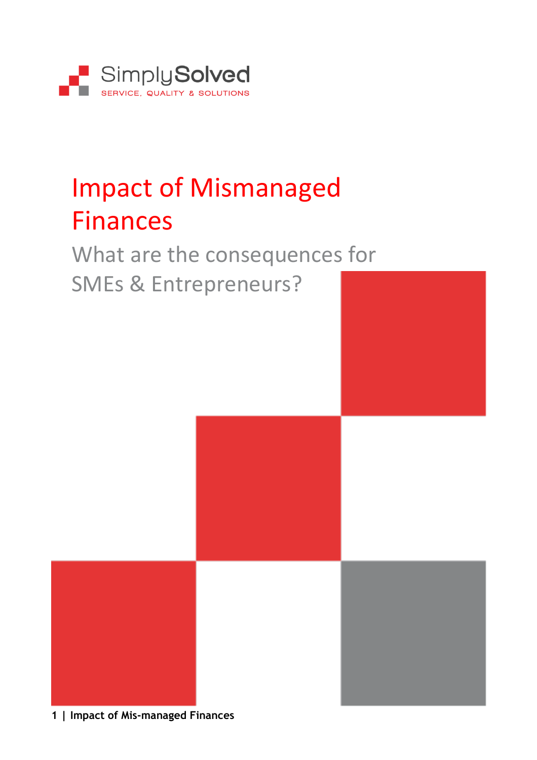SimplySolved

SERVICE, QUALITY & SOLUTIONS

# Impact of Mismanaged Finances

## What are the consequences for SMEs & Entrepreneurs?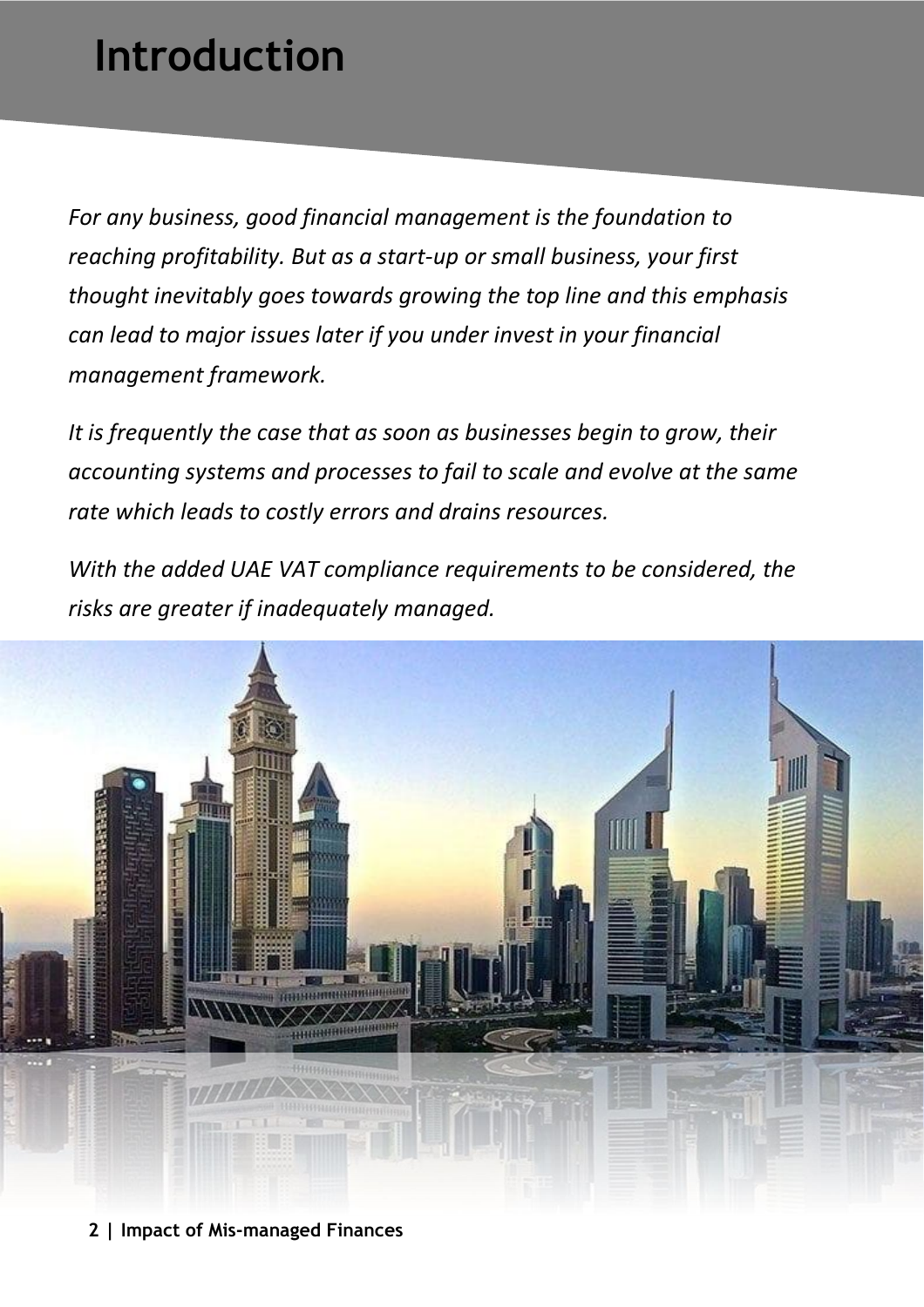# Introduction

*For any business, good financial management is the foundation to reaching profitability. But as a start-up or small business, your first thought inevitably goes towards growing the top line and this emphasis can lead to major issues later if you under invest in your financial management framework.*

*It is frequently the case that as soon as businesses begin to grow, their accounting systems and processes to fail to scale and evolve at the same rate which leads to costly errors and drains resources.*

*With the added UAE VAT compliance requirements to be considered, the risks are greater if inadequately managed.*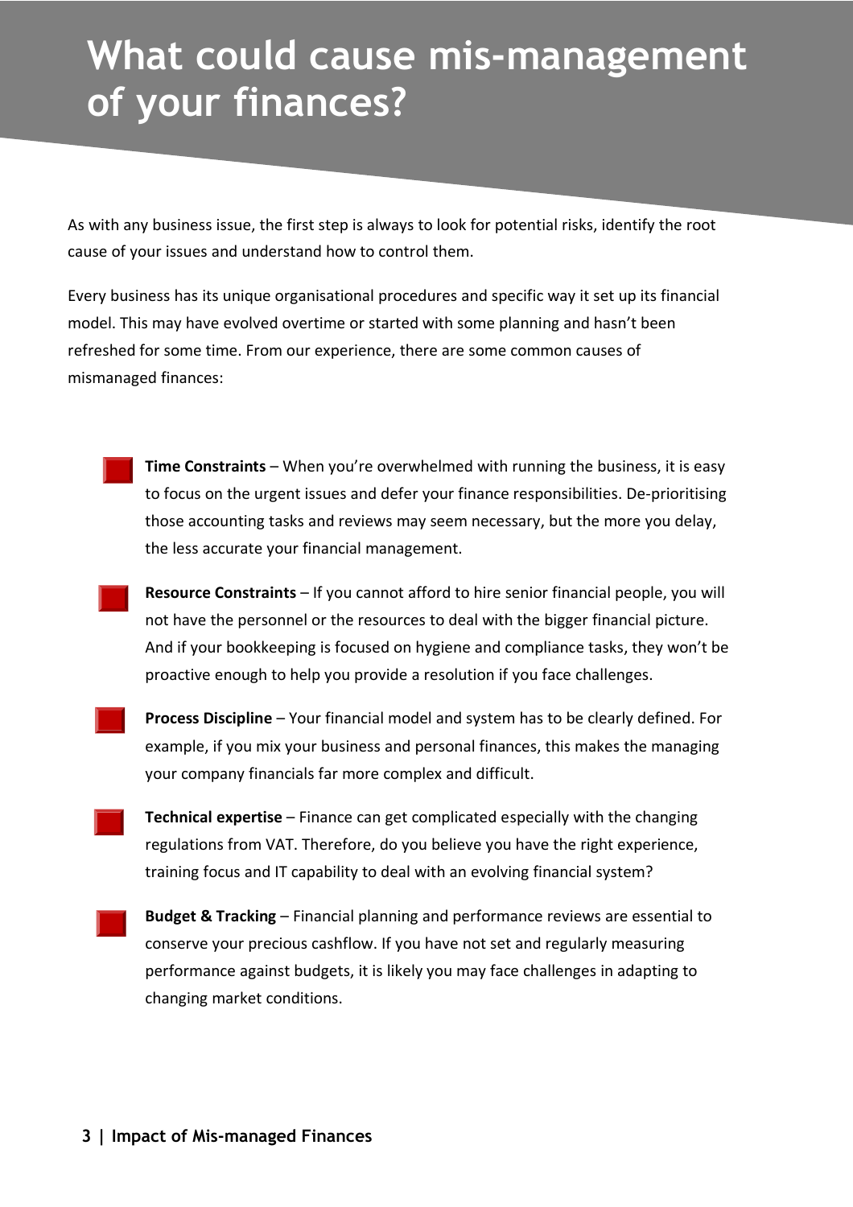# What could cause mis-management of your finances?

As with any business issue, the first step is always to look for potential risks, identify the root cause of your issues and understand how to control them.

Every business has its unique organisational procedures and specific way it set up its financial model. This may have evolved overtime or started with some planning and hasn't been refreshed for some time. From our experience, there are some common causes of mismanaged finances:

- **Time Constraints** – When you're overwhelmed with running the business, it is easy to focus on the urgent issues and defer your finance responsibilities. De-prioritising those accounting tasks and reviews may seem necessary, but the more you delay, the less accurate your financial management.
- **Resource Constraints** – If you cannot afford to hire senior financial people, you will not have the personnel or the resources to deal with the bigger financial picture. And if your bookkeeping is focused on hygiene and compliance tasks, they won't be proactive enough to help you provide a resolution if you face challenges.
- **Process Discipline** – Your financial model and system has to be clearly defined. For example, if you mix your business and personal finances, this makes the managing your company financials far more complex and difficult.
- **Technical expertise** – Finance can get complicated especially with the changing regulations from VAT. Therefore, do you believe you have the right experience, training focus and IT capability to deal with an evolving financial system?
- **Budget & Tracking** – Financial planning and performance reviews are essential to conserve your precious cashflow. If you have not set and regularly measuring performance against budgets, it is likely you may face challenges in adapting to changing market conditions.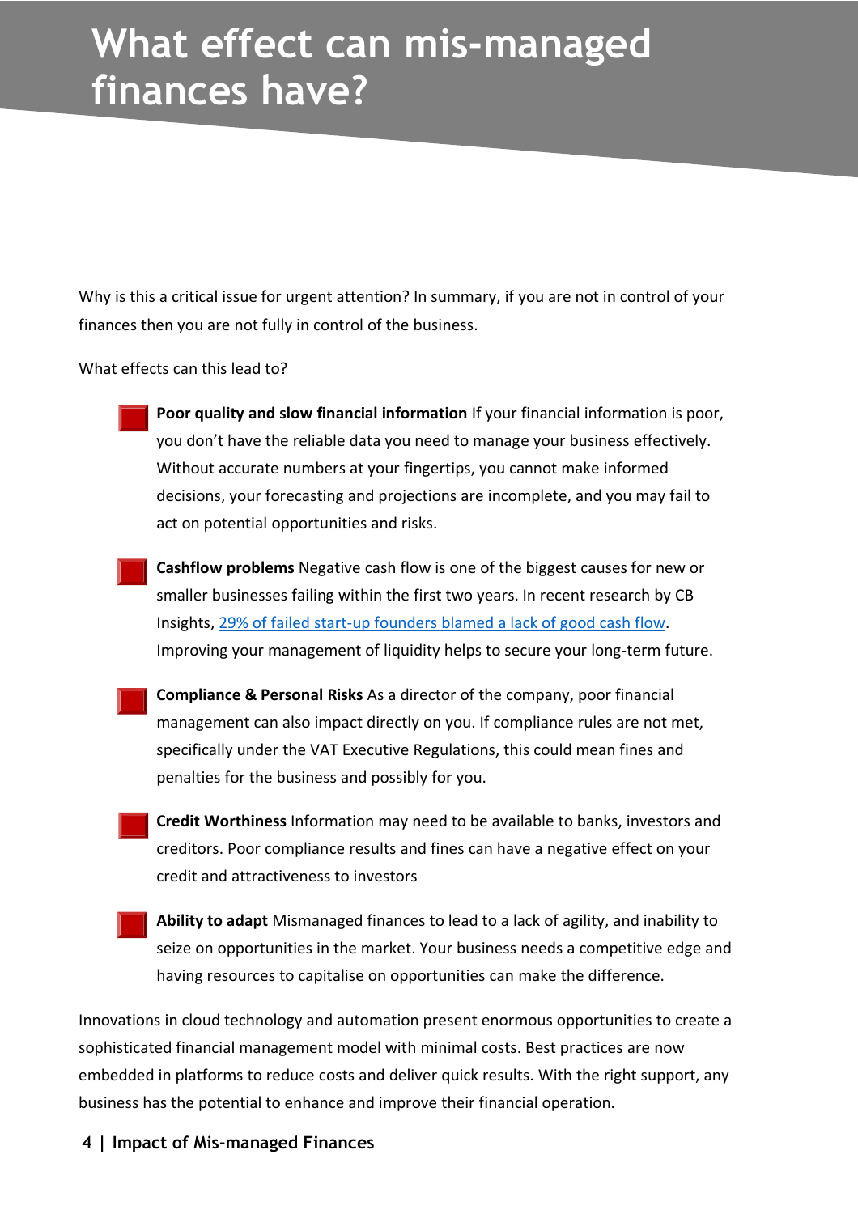# What effect can mis-managed finances have?

Why is this a critical issue for urgent attention? In summary, if you are not in control of your finances then you are not fully in control of the business.

What effects can this lead to?

- **Poor quality and slow financial information** If your financial information is poor, you don't have the reliable data you need to manage your business effectively. Without accurate numbers at your fingertips, you cannot make informed decisions, your forecasting and projections are incomplete, and you may fail to act on potential opportunities and risks.
- **Cashflow problems** Negative cash flow is one of the biggest causes for new or smaller businesses failing within the first two years. In recent research by CB Insights, 29% of failed start-up founders blamed a lack of good cash flow. Improving your management of liquidity helps to secure your long-term future.
- **Compliance & Personal Risks** As a director of the company, poor financial management can also impact directly on you. If compliance rules are not met, specifically under the VAT Executive Regulations, this could mean fines and penalties for the business and possibly for you.
- **Credit Worthiness** Information may need to be available to banks, investors and creditors. Poor compliance results and fines can have a negative effect on your credit and attractiveness to investors
- **Ability to adapt** Mismanaged finances to lead to a lack of agility, and inability to seize on opportunities in the market. Your business needs a competitive edge and having resources to capitalise on opportunities can make the difference.

Innovations in cloud technology and automation present enormous opportunities to create a sophisticated financial management model with minimal costs. Best practices are now embedded in platforms to reduce costs and deliver quick results. With the right support, any business has the potential to enhance and improve their financial operation.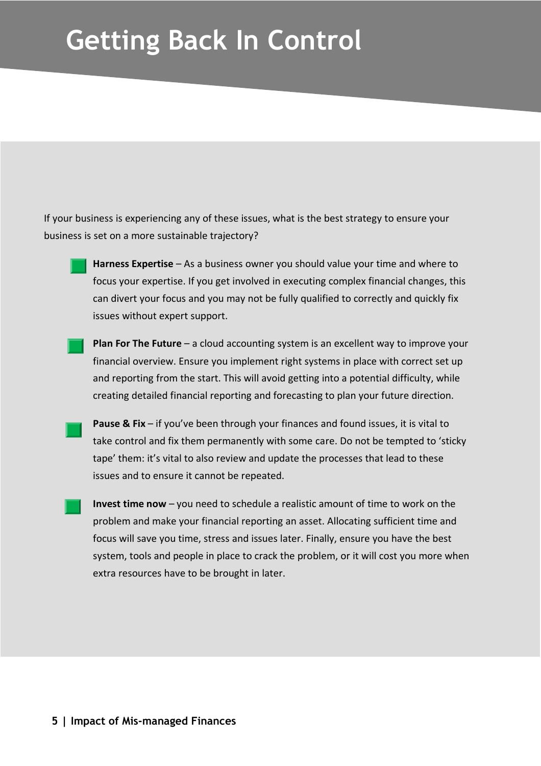# Getting Back In Control

If your business is experiencing any of these issues, what is the best strategy to ensure your business is set on a more sustainable trajectory?

- **Harness Expertise** – As a business owner you should value your time and where to focus your expertise. If you get involved in executing complex financial changes, this can divert your focus and you may not be fully qualified to correctly and quickly fix issues without expert support.
- **Plan For The Future** – a cloud accounting system is an excellent way to improve your financial overview. Ensure you implement right systems in place with correct set up and reporting from the start. This will avoid getting into a potential difficulty, while creating detailed financial reporting and forecasting to plan your future direction.
- **Pause & Fix** – if you've been through your finances and found issues, it is vital to take control and fix them permanently with some care. Do not be tempted to 'sticky tape' them: it's vital to also review and update the processes that lead to these issues and to ensure it cannot be repeated.
- **Invest time now** – you need to schedule a realistic amount of time to work on the problem and make your financial reporting an asset. Allocating sufficient time and focus will save you time, stress and issues later. Finally, ensure you have the best system, tools and people in place to crack the problem, or it will cost you more when extra resources have to be brought in later.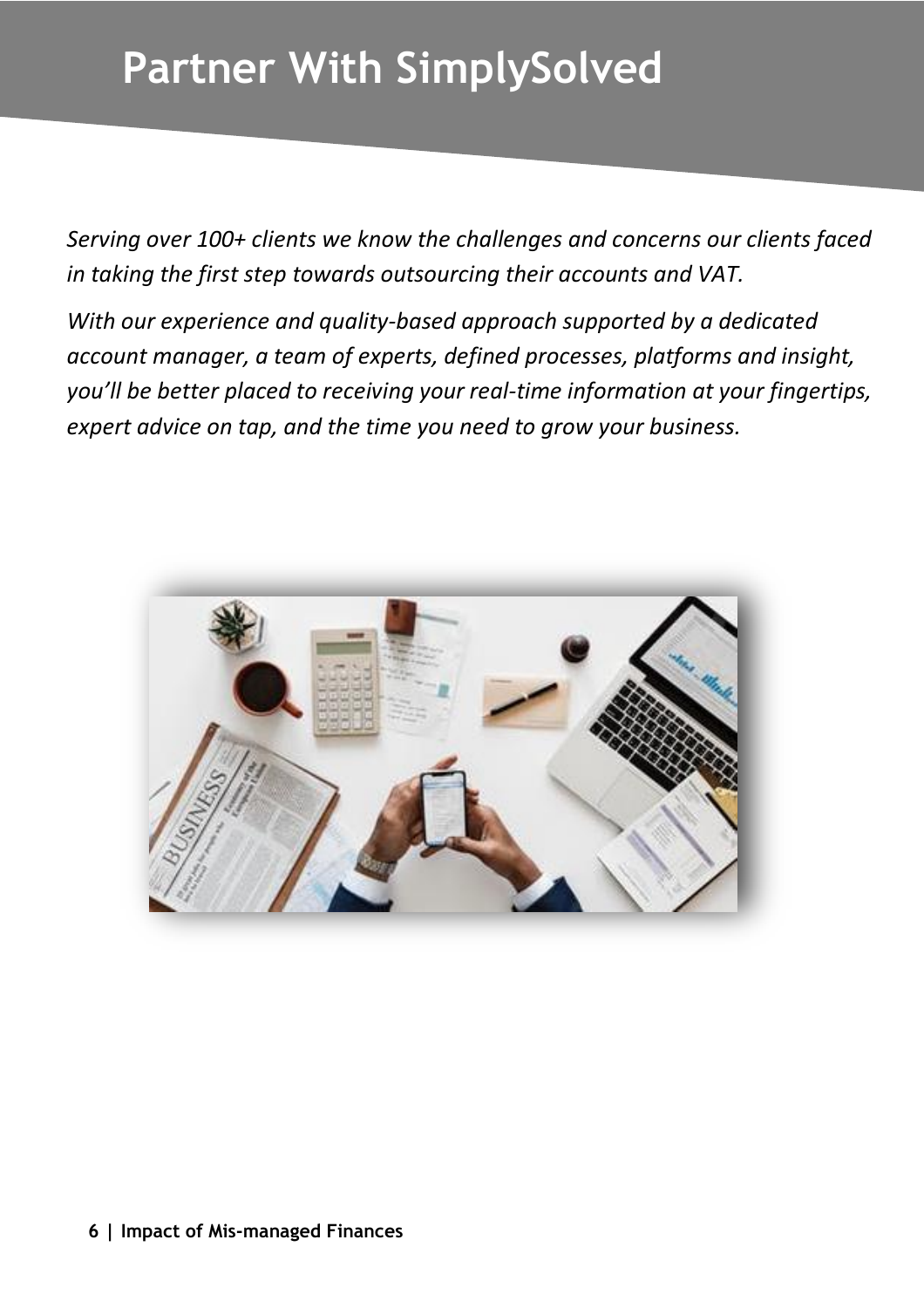# Partner With SimplySolved

*Serving over 100+ clients we know the challenges and concerns our clients faced in taking the first step towards outsourcing their accounts and VAT.*

*With our experience and quality-based approach supported by a dedicated account manager, a team of experts, defined processes, platforms and insight, you'll be better placed to receiving your real-time information at your fingertips, expert advice on tap, and the time you need to grow your business.*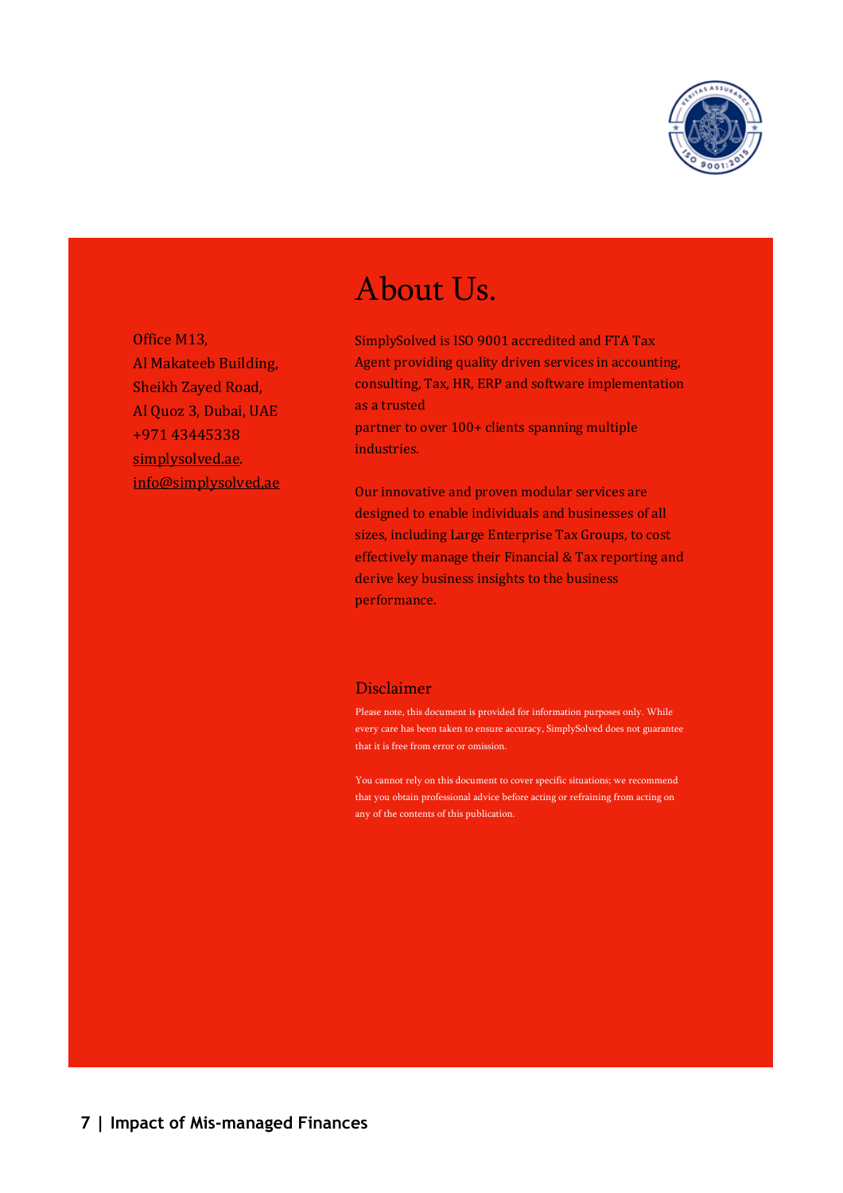# About Us.

Office M13,
Al Makateeb Building,
Sheikh Zayed Road,
Al Quoz 3, Dubai, UAE
+971 43445338
simplysolved.ae.
info@simplysolved,ae

SimplySolved is ISO 9001 accredited and FTA Tax Agent providing quality driven services in accounting, consulting, Tax, HR, ERP and software implementation as a trusted
partner to over 100+ clients spanning multiple industries.

Our innovative and proven modular services are designed to enable individuals and businesses of all sizes, including Large Enterprise Tax Groups, to cost effectively manage their Financial & Tax reporting and derive key business insights to the business performance.

## Disclaimer

Please note, this document is provided for information purposes only. While every care has been taken to ensure accuracy, SimplySolved does not guarantee that it is free from error or omission.

You cannot rely on this document to cover specific situations; we recommend that you obtain professional advice before acting or refraining from acting on any of the contents of this publication.